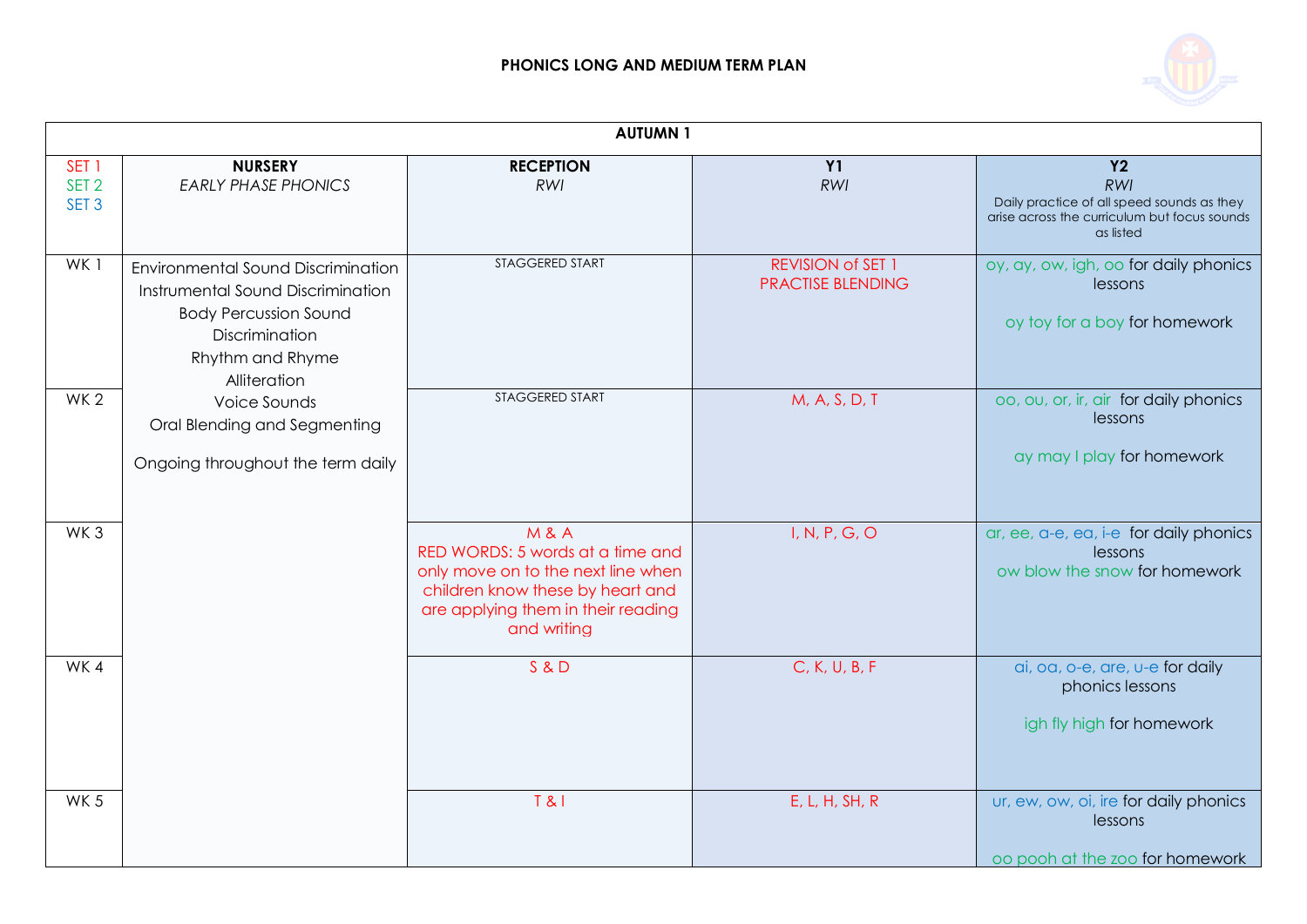# PHONICS LONG AND MEDIUM TERM PLAN

| AUTUMN 1 | | | | |
|---|---|---|---|---|
| SET 1<br>SET 2<br>SET 3 | **NURSERY**<br>*EARLY PHASE PHONICS* | **RECEPTION**<br>*RWI* | **Y1**<br>*RWI* | **Y2**<br>*RWI*<br>Daily practice of all speed sounds as they arise across the curriculum but focus sounds as listed |
| WK 1 | Environmental Sound Discrimination<br>Instrumental Sound Discrimination<br>Body Percussion Sound Discrimination<br>Rhythm and Rhyme<br>Alliteration<br>Voice Sounds<br>Oral Blending and Segmenting<br><br>Ongoing throughout the term daily | STAGGERED START | REVISION of SET 1<br>PRACTISE BLENDING | oy, ay, ow, igh, oo for daily phonics lessons<br><br>oy toy for a boy for homework |
| WK 2 | | STAGGERED START | M, A, S, D, T | oo, ou, or, ir, air for daily phonics lessons<br><br>ay may I play for homework |
| WK 3 | | M & A<br>RED WORDS: 5 words at a time and only move on to the next line when children know these by heart and are applying them in their reading and writing | I, N, P, G, O | ar, ee, a-e, ea, i-e for daily phonics lessons<br>ow blow the snow for homework |
| WK 4 | | S & D | C, K, U, B, F | ai, oa, o-e, are, u-e for daily phonics lessons<br><br>igh fly high for homework |
| WK 5 | | T & I | E, L, H, SH, R | ur, ew, ow, oi, ire for daily phonics lessons<br><br>oo pooh at the zoo for homework |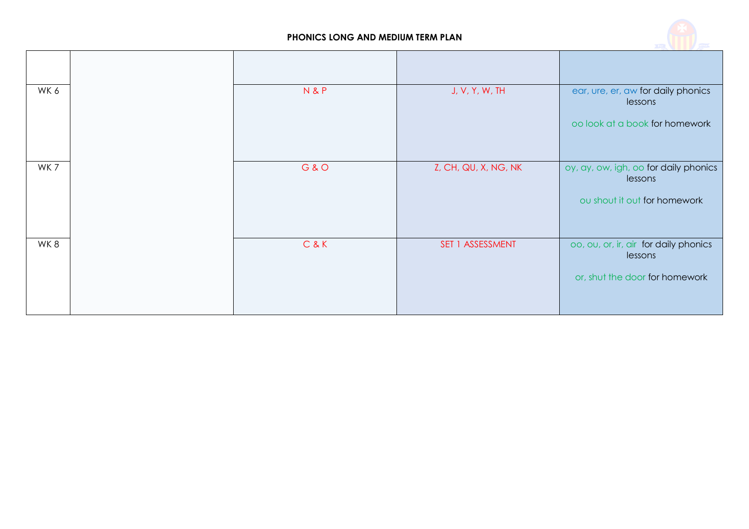**PHONICS LONG AND MEDIUM TERM PLAN**

| | | | | |
|---|---|---|---|---|
| WK 6 | | N & P | J, V, Y, W, TH | ear, ure, er, aw for daily phonics lessons<br><br>oo look at a book for homework |
| WK 7 | | G & O | Z, CH, QU, X, NG, NK | oy, ay, ow, igh, oo for daily phonics lessons<br><br>ou shout it out for homework |
| WK 8 | | C & K | SET 1 ASSESSMENT | oo, ou, or, ir, air for daily phonics lessons<br><br>or, shut the door for homework |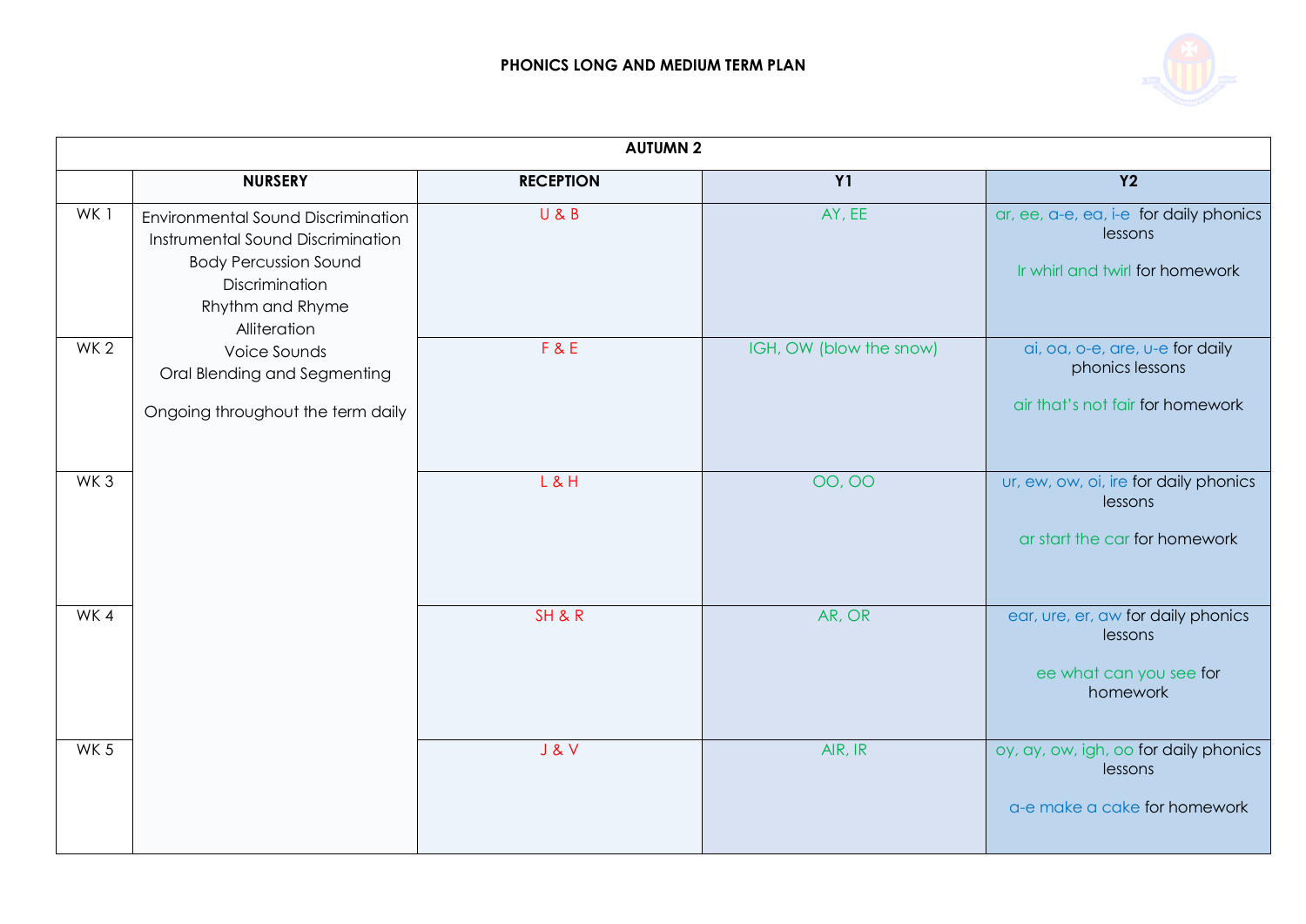# PHONICS LONG AND MEDIUM TERM PLAN

| AUTUMN 2 | | | | |
|---|---|---|---|---|
| | **NURSERY** | **RECEPTION** | **Y1** | **Y2** |
| WK 1 | Environmental Sound Discrimination<br>Instrumental Sound Discrimination<br>Body Percussion Sound Discrimination<br>Rhythm and Rhyme<br>Alliteration<br>Voice Sounds<br>Oral Blending and Segmenting<br><br>Ongoing throughout the term daily | U & B | AY, EE | ar, ee, a-e, ea, i-e for daily phonics lessons<br><br>Ir whirl and twirl for homework |
| WK 2 | | F & E | IGH, OW (blow the snow) | ai, oa, o-e, are, u-e for daily phonics lessons<br><br>air that's not fair for homework |
| WK 3 | | L & H | OO, OO | ur, ew, ow, oi, ire for daily phonics lessons<br><br>ar start the car for homework |
| WK 4 | | SH & R | AR, OR | ear, ure, er, aw for daily phonics lessons<br><br>ee what can you see for homework |
| WK 5 | | J & V | AIR, IR | oy, ay, ow, igh, oo for daily phonics lessons<br><br>a-e make a cake for homework |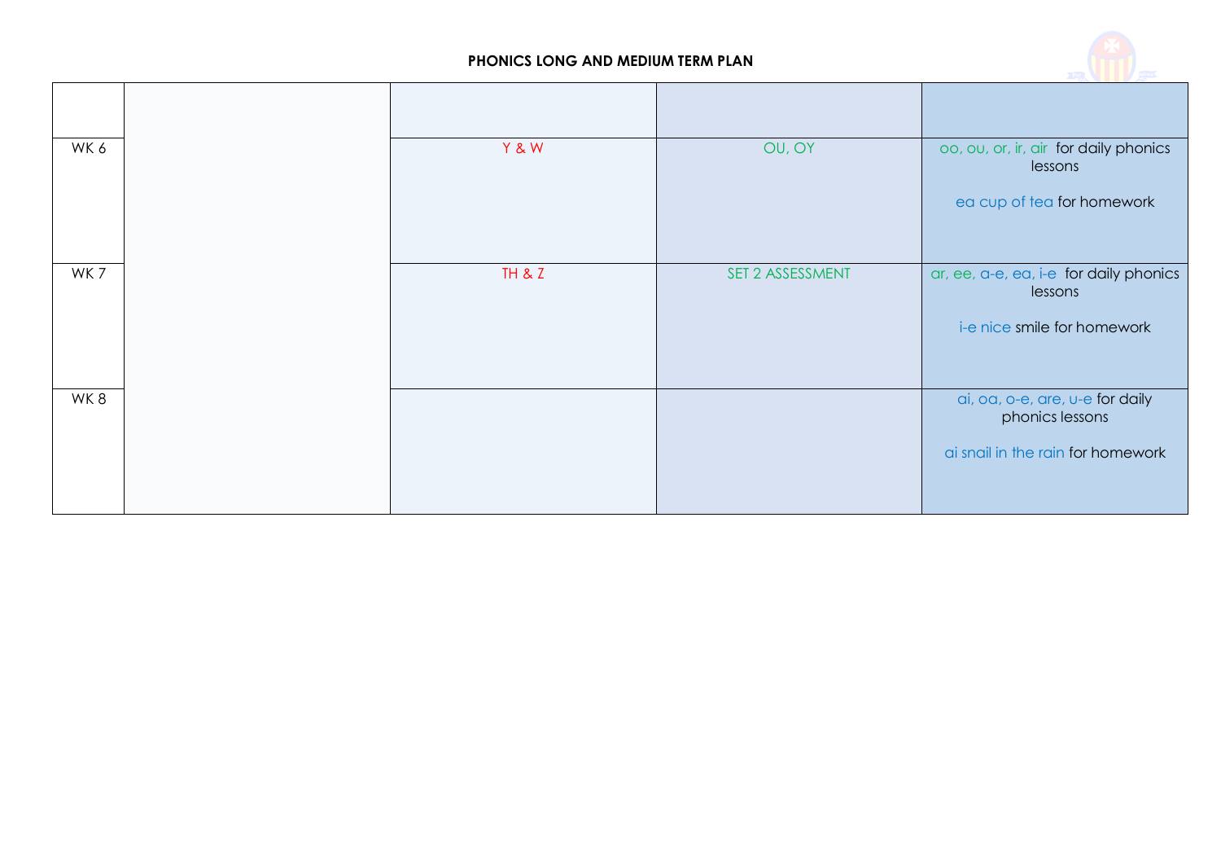**PHONICS LONG AND MEDIUM TERM PLAN**

| | | | | |
|---|---|---|---|---|
| WK 6 | | Y & W | OU, OY | oo, ou, or, ir, air for daily phonics lessons<br><br>ea cup of tea for homework |
| WK 7 | | TH & Z | SET 2 ASSESSMENT | ar, ee, a-e, ea, i-e for daily phonics lessons<br><br>i-e nice smile for homework |
| WK 8 | | | | ai, oa, o-e, are, u-e for daily phonics lessons<br><br>ai snail in the rain for homework |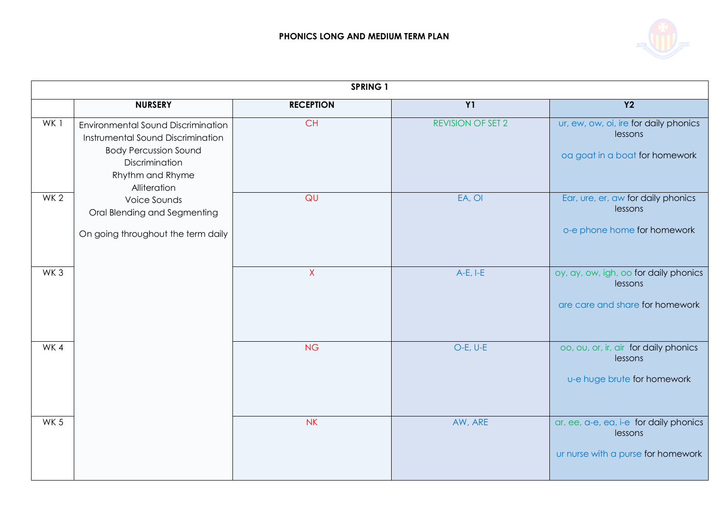# PHONICS LONG AND MEDIUM TERM PLAN

| SPRING 1 | | | | |
|---|---|---|---|---|
| | **NURSERY** | **RECEPTION** | **Y1** | **Y2** |
| WK 1 | Environmental Sound Discrimination<br>Instrumental Sound Discrimination<br>Body Percussion Sound Discrimination<br>Rhythm and Rhyme<br>Alliteration<br>Voice Sounds<br>Oral Blending and Segmenting<br><br>On going throughout the term daily | CH | REVISION OF SET 2 | ur, ew, ow, oi, ire for daily phonics lessons<br><br>oa goat in a boat for homework |
| WK 2 | | QU | EA, OI | Ear, ure, er, aw for daily phonics lessons<br><br>o-e phone home for homework |
| WK 3 | | X | A-E, I-E | oy, ay, ow, igh, oo for daily phonics lessons<br><br>are care and share for homework |
| WK 4 | | NG | O-E, U-E | oo, ou, or, ir, air for daily phonics lessons<br><br>u-e huge brute for homework |
| WK 5 | | NK | AW, ARE | ar, ee, a-e, ea, i-e for daily phonics lessons<br><br>ur nurse with a purse for homework |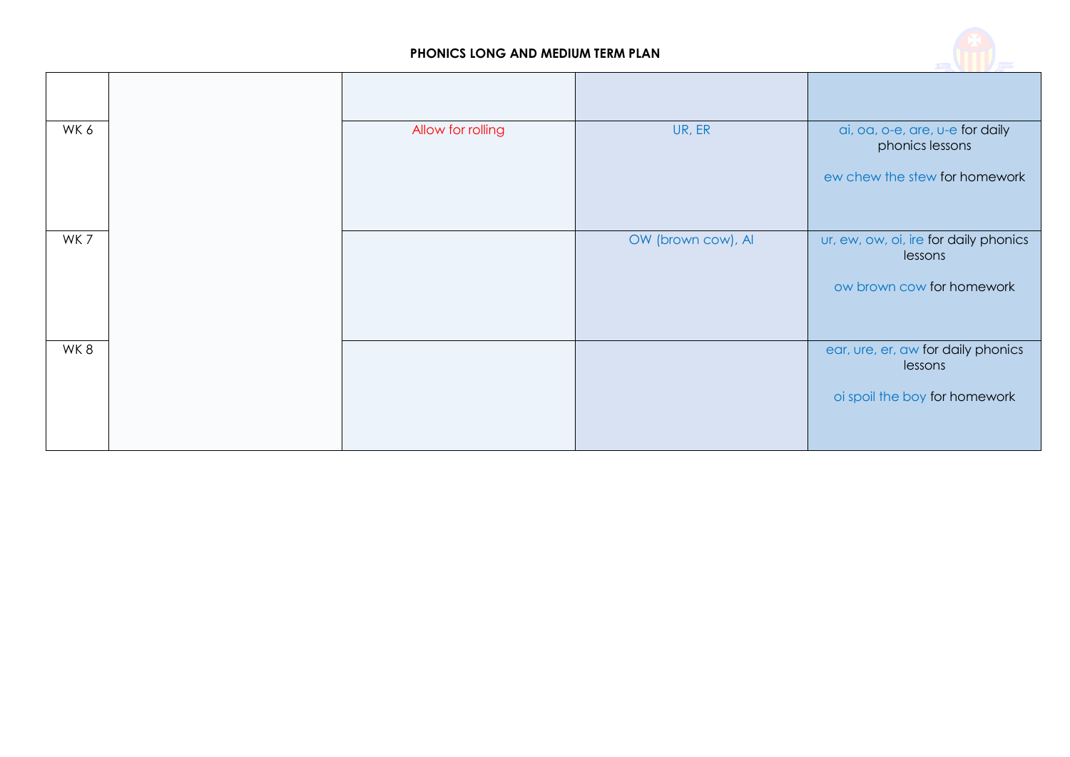**PHONICS LONG AND MEDIUM TERM PLAN**

| | | | | |
|---|---|---|---|---|
| WK 6 | | Allow for rolling | UR, ER | ai, oa, o-e, are, u-e for daily phonics lessons<br><br>ew chew the stew for homework |
| WK 7 | | | OW (brown cow), AI | ur, ew, ow, oi, ire for daily phonics lessons<br><br>ow brown cow for homework |
| WK 8 | | | | ear, ure, er, aw for daily phonics lessons<br><br>oi spoil the boy for homework |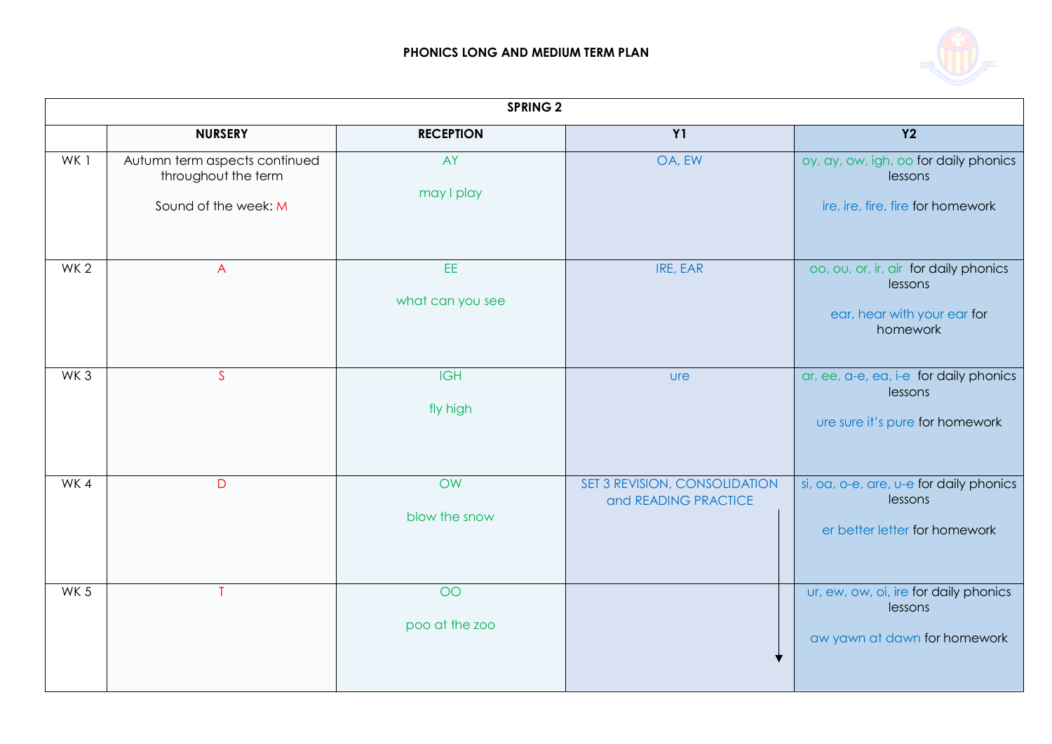# PHONICS LONG AND MEDIUM TERM PLAN

| SPRING 2 | | | | |
|---|---|---|---|---|
| | NURSERY | RECEPTION | Y1 | Y2 |
| WK 1 | Autumn term aspects continued throughout the term<br><br>Sound of the week: M | AY<br><br>may I play | OA, EW | oy, ay, ow, igh, oo for daily phonics lessons<br><br>ire, ire, fire, fire for homework |
| WK 2 | A | EE<br><br>what can you see | IRE, EAR | oo, ou, or, ir, air for daily phonics lessons<br><br>ear, hear with your ear for homework |
| WK 3 | S | IGH<br><br>fly high | ure | ar, ee, a-e, ea, i-e for daily phonics lessons<br><br>ure sure it's pure for homework |
| WK 4 | D | OW<br><br>blow the snow | SET 3 REVISION, CONSOLIDATION and READING PRACTICE ↓ | si, oa, o-e, are, u-e for daily phonics lessons<br><br>er better letter for homework |
| WK 5 | T | OO<br><br>poo at the zoo | ↓ | ur, ew, ow, oi, ire for daily phonics lessons<br><br>aw yawn at dawn for homework |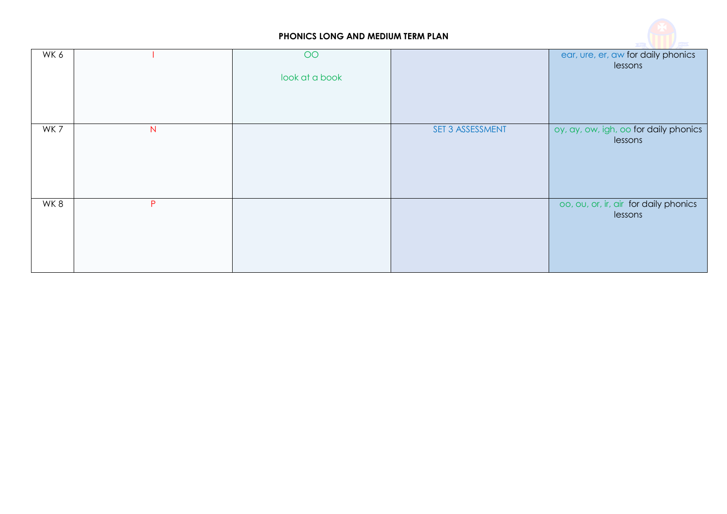**PHONICS LONG AND MEDIUM TERM PLAN**

| | | | | |
|---|---|---|---|---|
| WK 6 | I | OO<br><br>look at a book | | ear, ure, er, aw for daily phonics lessons |
| WK 7 | N | | SET 3 ASSESSMENT | oy, ay, ow, igh, oo for daily phonics lessons |
| WK 8 | P | | | oo, ou, or, ir, air for daily phonics lessons |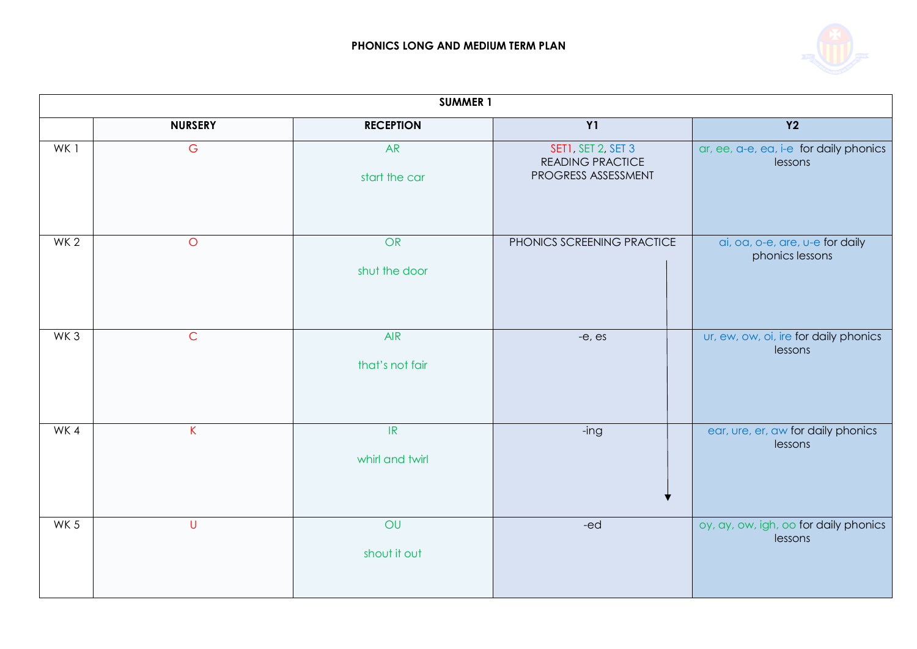## PHONICS LONG AND MEDIUM TERM PLAN

| SUMMER 1 | | | | |
|---|---|---|---|---|
| | NURSERY | RECEPTION | Y1 | Y2 |
| WK 1 | G | AR<br><br>start the car | SET1, SET 2, SET 3<br>READING PRACTICE<br>PROGRESS ASSESSMENT | ar, ee, a-e, ea, i-e for daily phonics lessons |
| WK 2 | O | OR<br><br>shut the door | PHONICS SCREENING PRACTICE | ai, oa, o-e, are, u-e for daily phonics lessons |
| WK 3 | C | AIR<br><br>that's not fair | -e, es | ur, ew, ow, oi, ire for daily phonics lessons |
| WK 4 | K | IR<br><br>whirl and twirl | -ing | ear, ure, er, aw for daily phonics lessons |
| WK 5 | U | OU<br><br>shout it out | -ed | oy, ay, ow, igh, oo for daily phonics lessons |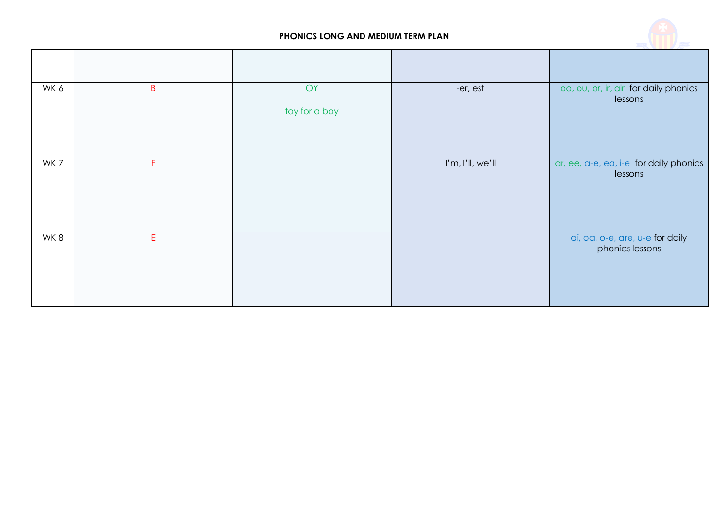**PHONICS LONG AND MEDIUM TERM PLAN**

| | | | | |
|---|---|---|---|---|
| WK 6 | B | OY<br><br>toy for a boy | -er, est | oo, ou, or, ir, air for daily phonics lessons |
| WK 7 | F | | I'm, I'll, we'll | ar, ee, a-e, ea, i-e for daily phonics lessons |
| WK 8 | E | | | ai, oa, o-e, are, u-e for daily phonics lessons |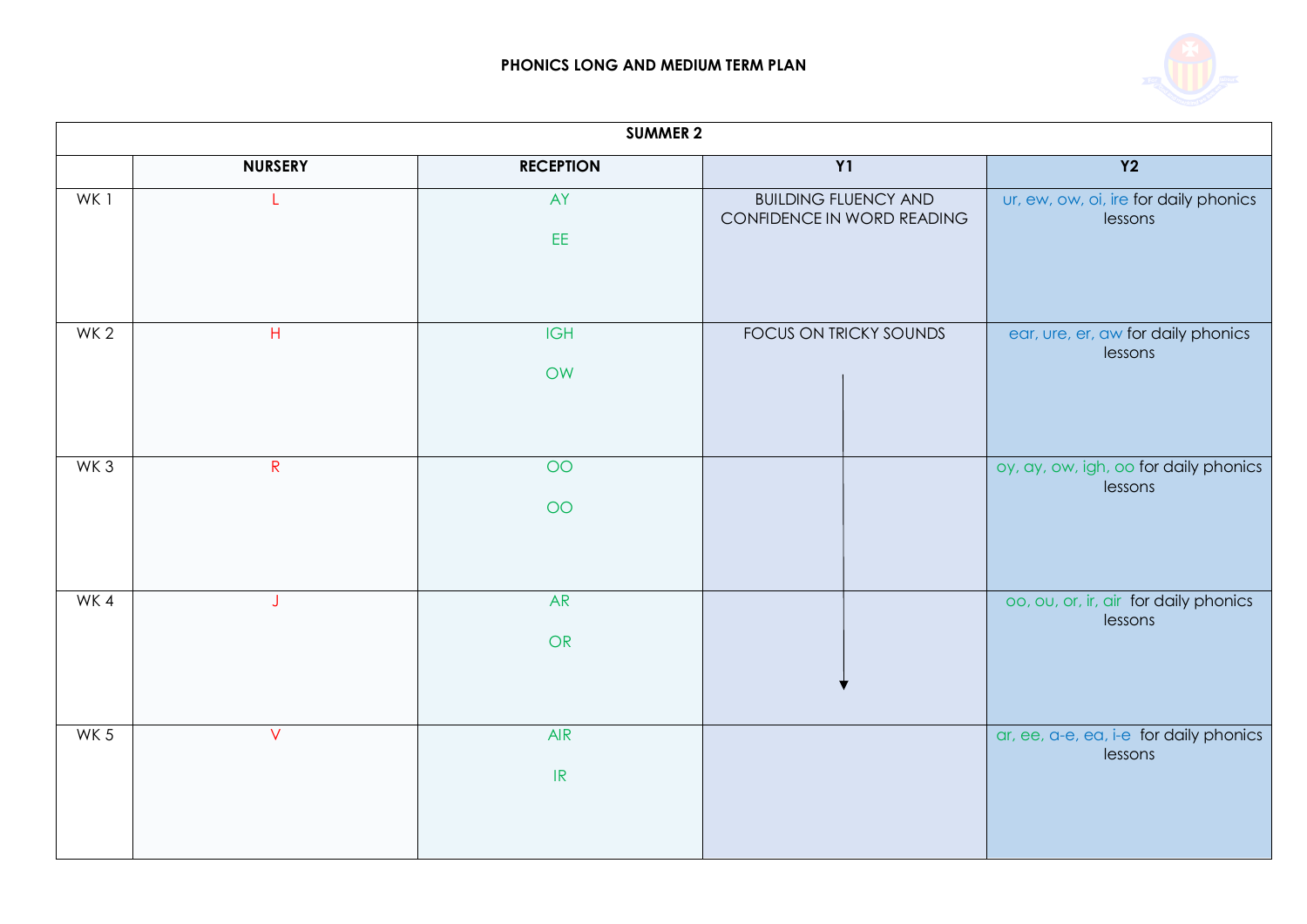# PHONICS LONG AND MEDIUM TERM PLAN

| SUMMER 2 | | | | |
|---|---|---|---|---|
| | **NURSERY** | **RECEPTION** | **Y1** | **Y2** |
| WK 1 | L | AY<br><br>EE | BUILDING FLUENCY AND CONFIDENCE IN WORD READING | ur, ew, ow, oi, ire for daily phonics lessons |
| WK 2 | H | IGH<br><br>OW | FOCUS ON TRICKY SOUNDS ↓ | ear, ure, er, aw for daily phonics lessons |
| WK 3 | R | OO<br><br>OO | ↓ | oy, ay, ow, igh, oo for daily phonics lessons |
| WK 4 | J | AR<br><br>OR | ↓ | oo, ou, or, ir, air for daily phonics lessons |
| WK 5 | V | AIR<br><br>IR | | ar, ee, a-e, ea, i-e for daily phonics lessons |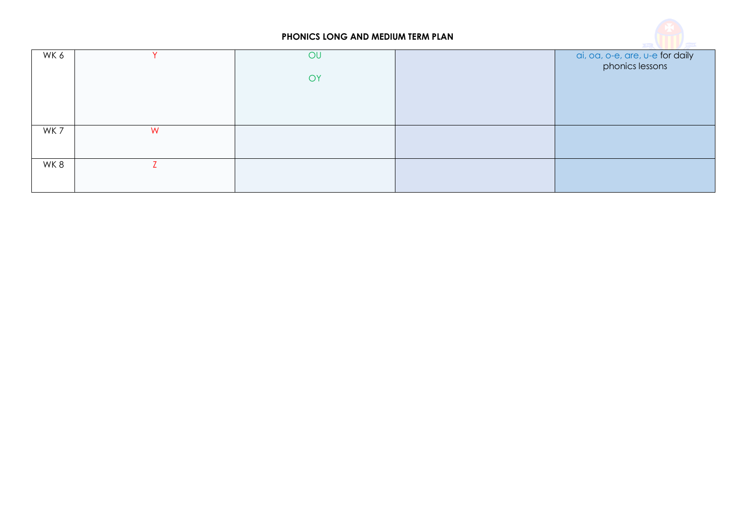**PHONICS LONG AND MEDIUM TERM PLAN**

| | | | | |
|---|---|---|---|---|
| WK 6 | Y | OU<br><br>OY | | ai, oa, o-e, are, u-e for daily phonics lessons |
| WK 7 | W | | | |
| WK 8 | Z | | | |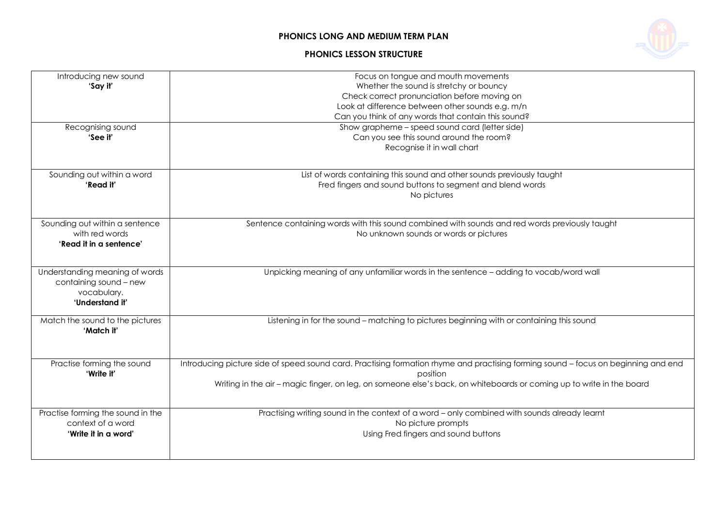**PHONICS LONG AND MEDIUM TERM PLAN**

**PHONICS LESSON STRUCTURE**

| | |
|---|---|
| Introducing new sound<br>**'Say it'** | Focus on tongue and mouth movements<br>Whether the sound is stretchy or bouncy<br>Check correct pronunciation before moving on<br>Look at difference between other sounds e.g. m/n<br>Can you think of any words that contain this sound? |
| Recognising sound<br>**'See it'** | Show grapheme – speed sound card (letter side)<br>Can you see this sound around the room?<br>Recognise it in wall chart |
| Sounding out within a word<br>**'Read it'** | List of words containing this sound and other sounds previously taught<br>Fred fingers and sound buttons to segment and blend words<br>No pictures |
| Sounding out within a sentence with red words<br>**'Read it in a sentence'** | Sentence containing words with this sound combined with sounds and red words previously taught<br>No unknown sounds or words or pictures |
| Understanding meaning of words containing sound – new vocabulary.<br>**'Understand it'** | Unpicking meaning of any unfamiliar words in the sentence – adding to vocab/word wall |
| Match the sound to the pictures<br>**'Match it'** | Listening in for the sound – matching to pictures beginning with or containing this sound |
| Practise forming the sound<br>**'Write it'** | Introducing picture side of speed sound card. Practising formation rhyme and practising forming sound – focus on beginning and end position<br>Writing in the air – magic finger, on leg, on someone else's back, on whiteboards or coming up to write in the board |
| Practise forming the sound in the context of a word<br>**'Write it in a word'** | Practising writing sound in the context of a word – only combined with sounds already learnt<br>No picture prompts<br>Using Fred fingers and sound buttons |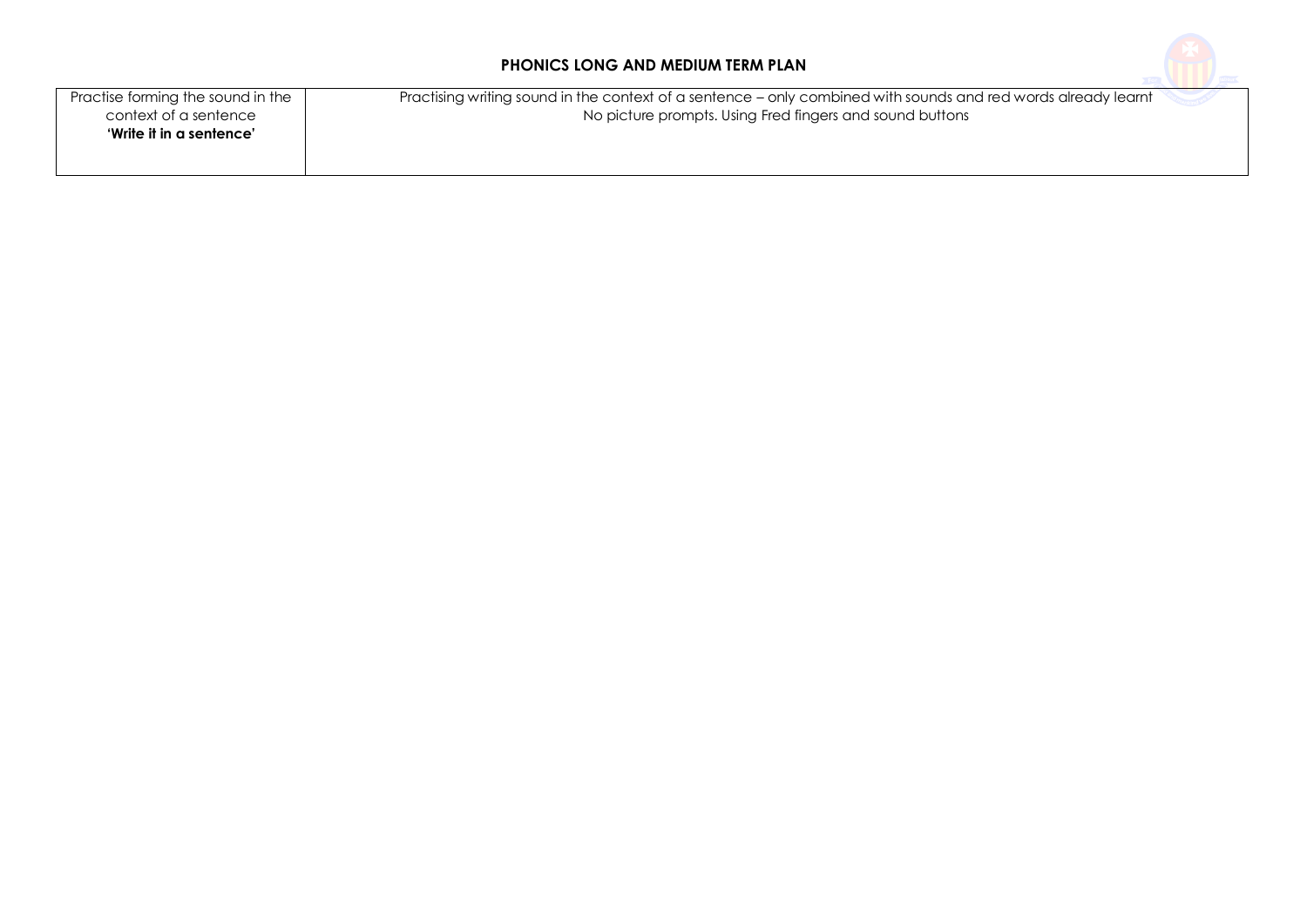| Practise forming the sound in the context of a sentence **'Write it in a sentence'** | Practising writing sound in the context of a sentence – only combined with sounds and red words already learnt No picture prompts. Using Fred fingers and sound buttons |
|---|---|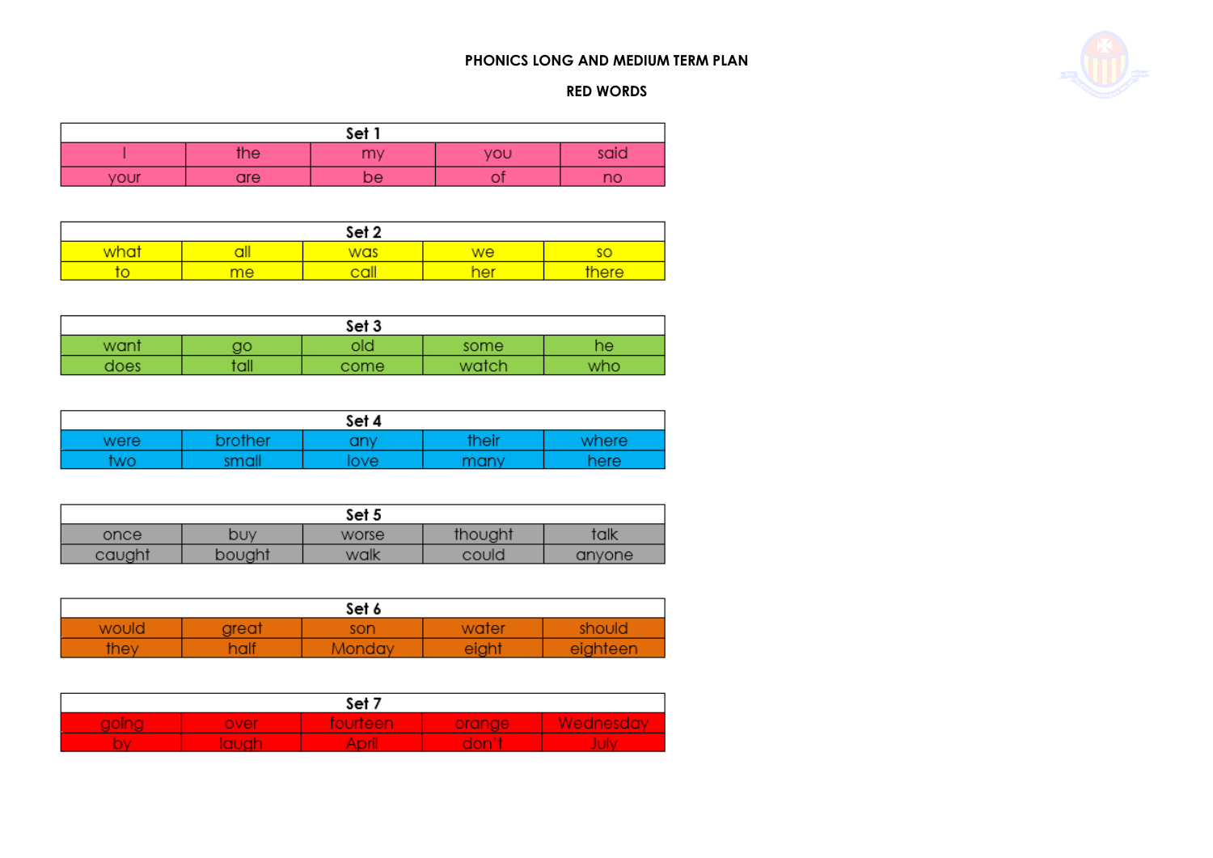**PHONICS LONG AND MEDIUM TERM PLAN**

**RED WORDS**

| Set 1 | | | | |
|---|---|---|---|---|
| I | the | my | you | said |
| your | are | be | of | no |

| Set 2 | | | | |
|---|---|---|---|---|
| what | all | was | we | so |
| to | me | call | her | there |

| Set 3 | | | | |
|---|---|---|---|---|
| want | go | old | some | he |
| does | tall | come | watch | who |

| Set 4 | | | | |
|---|---|---|---|---|
| were | brother | any | their | where |
| two | small | love | many | here |

| Set 5 | | | | |
|---|---|---|---|---|
| once | buy | worse | thought | talk |
| caught | bought | walk | could | anyone |

| Set 6 | | | | |
|---|---|---|---|---|
| would | great | son | water | should |
| they | half | Monday | eight | eighteen |

| Set 7 | | | | |
|---|---|---|---|---|
| going | over | fourteen | orange | Wednesday |
| by | laugh | April | don't | July |